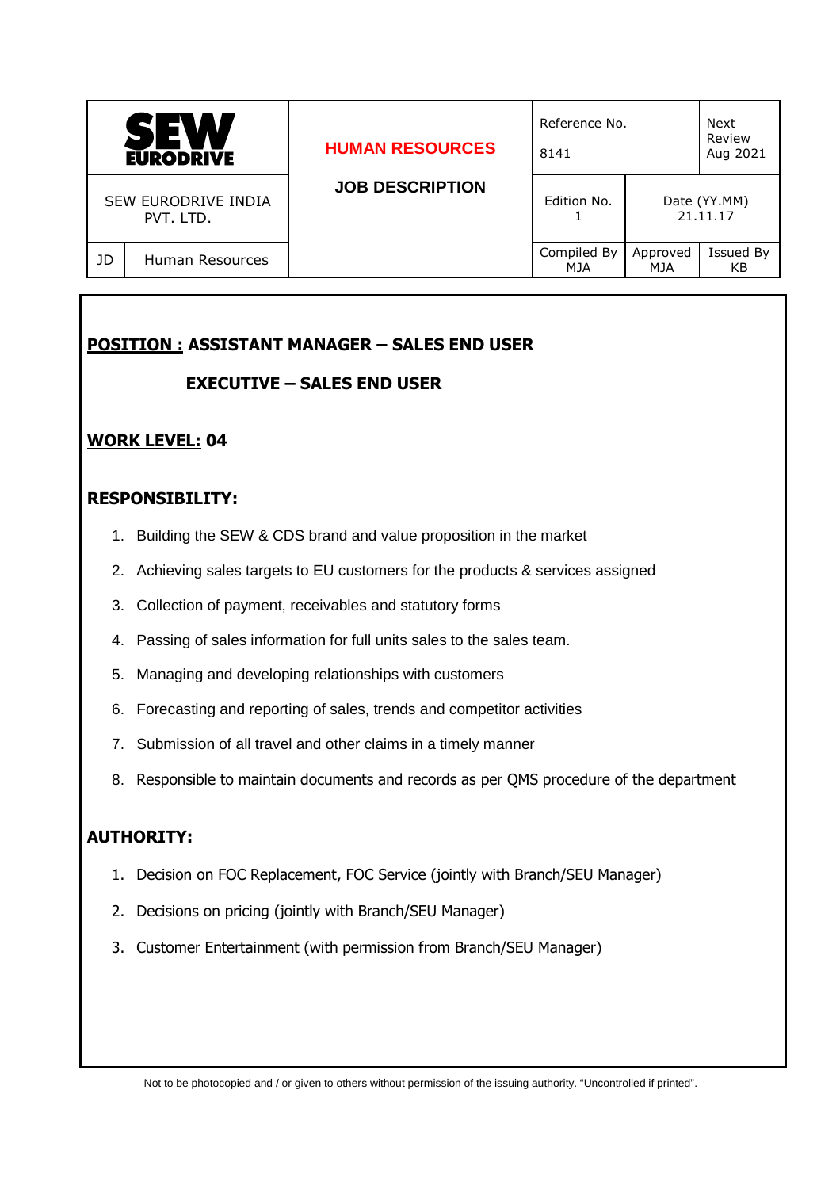| SEW EURODRIVE | | HUMAN RESOURCES | Reference No. 8141 | | Next Review Aug 2021 |
|---|---|---|---|---|---|
| SEW EURODRIVE INDIA PVT. LTD. | | JOB DESCRIPTION | Edition No. 1 | Date (YY.MM) 21.11.17 | |
| JD | Human Resources | | Compiled By MJA | Approved MJA | Issued By KB |

**POSITION :** **ASSISTANT MANAGER – SALES END USER**

**EXECUTIVE – SALES END USER**

**WORK LEVEL:** **04**

## RESPONSIBILITY:

1. Building the SEW & CDS brand and value proposition in the market
2. Achieving sales targets to EU customers for the products & services assigned
3. Collection of payment, receivables and statutory forms
4. Passing of sales information for full units sales to the sales team.
5. Managing and developing relationships with customers
6. Forecasting and reporting of sales, trends and competitor activities
7. Submission of all travel and other claims in a timely manner
8. Responsible to maintain documents and records as per QMS procedure of the department

## AUTHORITY:

1. Decision on FOC Replacement, FOC Service (jointly with Branch/SEU Manager)
2. Decisions on pricing (jointly with Branch/SEU Manager)
3. Customer Entertainment (with permission from Branch/SEU Manager)

Not to be photocopied and / or given to others without permission of the issuing authority. "Uncontrolled if printed".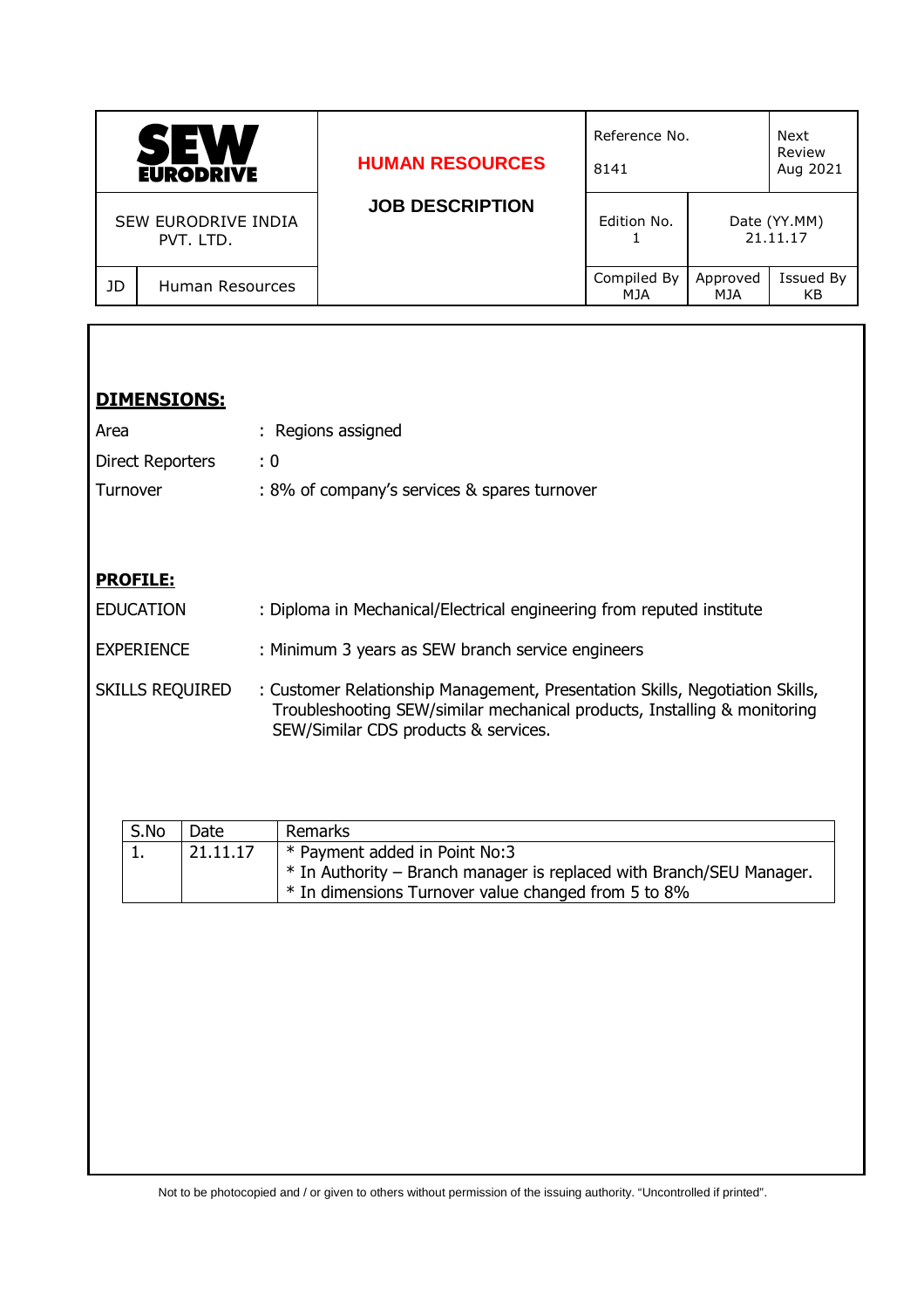| SEW EURODRIVE | HUMAN RESOURCES | Reference No. 8141 | | Next Review Aug 2021 |
|---|---|---|---|---|
| SEW EURODRIVE INDIA PVT. LTD. | JOB DESCRIPTION | Edition No. 1 | Date (YY.MM) 21.11.17 | |
| JD — Human Resources | | Compiled By MJA | Approved MJA | Issued By KB |

## DIMENSIONS:

Area : Regions assigned

Direct Reporters : 0

Turnover : 8% of company's services & spares turnover

## PROFILE:

EDUCATION : Diploma in Mechanical/Electrical engineering from reputed institute

EXPERIENCE : Minimum 3 years as SEW branch service engineers

SKILLS REQUIRED : Customer Relationship Management, Presentation Skills, Negotiation Skills, Troubleshooting SEW/similar mechanical products, Installing & monitoring SEW/Similar CDS products & services.

| S.No | Date | Remarks |
|---|---|---|
| 1. | 21.11.17 | * Payment added in Point No:3<br>* In Authority – Branch manager is replaced with Branch/SEU Manager.<br>* In dimensions Turnover value changed from 5 to 8% |

Not to be photocopied and / or given to others without permission of the issuing authority. "Uncontrolled if printed".